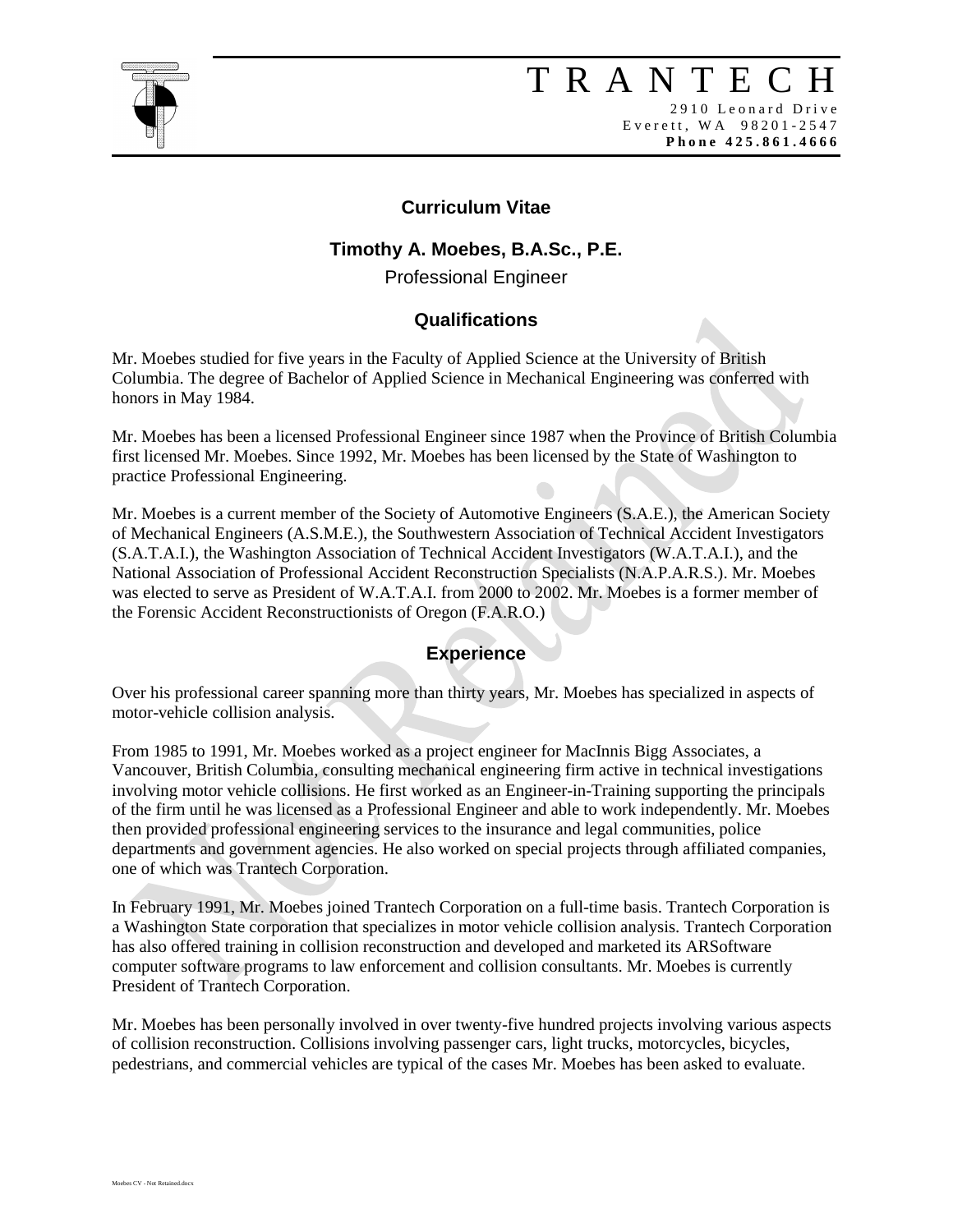# TRANTECH

2910 Leonard Drive
Everett, WA 98201-2547
**Phone 425.861.4666**

## Curriculum Vitae

### Timothy A. Moebes, B.A.Sc., P.E.

Professional Engineer

## Qualifications

Mr. Moebes studied for five years in the Faculty of Applied Science at the University of British Columbia. The degree of Bachelor of Applied Science in Mechanical Engineering was conferred with honors in May 1984.

Mr. Moebes has been a licensed Professional Engineer since 1987 when the Province of British Columbia first licensed Mr. Moebes. Since 1992, Mr. Moebes has been licensed by the State of Washington to practice Professional Engineering.

Mr. Moebes is a current member of the Society of Automotive Engineers (S.A.E.), the American Society of Mechanical Engineers (A.S.M.E.), the Southwestern Association of Technical Accident Investigators (S.A.T.A.I.), the Washington Association of Technical Accident Investigators (W.A.T.A.I.), and the National Association of Professional Accident Reconstruction Specialists (N.A.P.A.R.S.). Mr. Moebes was elected to serve as President of W.A.T.A.I. from 2000 to 2002. Mr. Moebes is a former member of the Forensic Accident Reconstructionists of Oregon (F.A.R.O.)

## Experience

Over his professional career spanning more than thirty years, Mr. Moebes has specialized in aspects of motor-vehicle collision analysis.

From 1985 to 1991, Mr. Moebes worked as a project engineer for MacInnis Bigg Associates, a Vancouver, British Columbia, consulting mechanical engineering firm active in technical investigations involving motor vehicle collisions. He first worked as an Engineer-in-Training supporting the principals of the firm until he was licensed as a Professional Engineer and able to work independently. Mr. Moebes then provided professional engineering services to the insurance and legal communities, police departments and government agencies. He also worked on special projects through affiliated companies, one of which was Trantech Corporation.

In February 1991, Mr. Moebes joined Trantech Corporation on a full-time basis. Trantech Corporation is a Washington State corporation that specializes in motor vehicle collision analysis. Trantech Corporation has also offered training in collision reconstruction and developed and marketed its ARSoftware computer software programs to law enforcement and collision consultants. Mr. Moebes is currently President of Trantech Corporation.

Mr. Moebes has been personally involved in over twenty-five hundred projects involving various aspects of collision reconstruction. Collisions involving passenger cars, light trucks, motorcycles, bicycles, pedestrians, and commercial vehicles are typical of the cases Mr. Moebes has been asked to evaluate.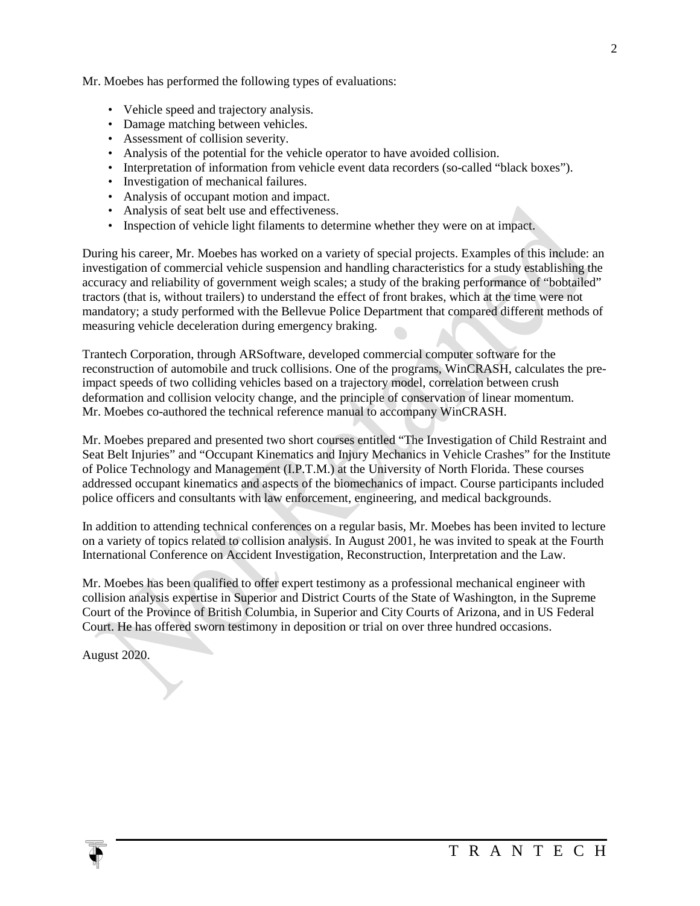Mr. Moebes has performed the following types of evaluations:

- Vehicle speed and trajectory analysis.
- Damage matching between vehicles.
- Assessment of collision severity.
- Analysis of the potential for the vehicle operator to have avoided collision.
- Interpretation of information from vehicle event data recorders (so-called "black boxes").
- Investigation of mechanical failures.
- Analysis of occupant motion and impact.
- Analysis of seat belt use and effectiveness.
- Inspection of vehicle light filaments to determine whether they were on at impact.

During his career, Mr. Moebes has worked on a variety of special projects. Examples of this include: an investigation of commercial vehicle suspension and handling characteristics for a study establishing the accuracy and reliability of government weigh scales; a study of the braking performance of "bobtailed" tractors (that is, without trailers) to understand the effect of front brakes, which at the time were not mandatory; a study performed with the Bellevue Police Department that compared different methods of measuring vehicle deceleration during emergency braking.

Trantech Corporation, through ARSoftware, developed commercial computer software for the reconstruction of automobile and truck collisions. One of the programs, WinCRASH, calculates the pre-impact speeds of two colliding vehicles based on a trajectory model, correlation between crush deformation and collision velocity change, and the principle of conservation of linear momentum. Mr. Moebes co-authored the technical reference manual to accompany WinCRASH.

Mr. Moebes prepared and presented two short courses entitled "The Investigation of Child Restraint and Seat Belt Injuries" and "Occupant Kinematics and Injury Mechanics in Vehicle Crashes" for the Institute of Police Technology and Management (I.P.T.M.) at the University of North Florida. These courses addressed occupant kinematics and aspects of the biomechanics of impact. Course participants included police officers and consultants with law enforcement, engineering, and medical backgrounds.

In addition to attending technical conferences on a regular basis, Mr. Moebes has been invited to lecture on a variety of topics related to collision analysis. In August 2001, he was invited to speak at the Fourth International Conference on Accident Investigation, Reconstruction, Interpretation and the Law.

Mr. Moebes has been qualified to offer expert testimony as a professional mechanical engineer with collision analysis expertise in Superior and District Courts of the State of Washington, in the Supreme Court of the Province of British Columbia, in Superior and City Courts of Arizona, and in US Federal Court. He has offered sworn testimony in deposition or trial on over three hundred occasions.

August 2020.